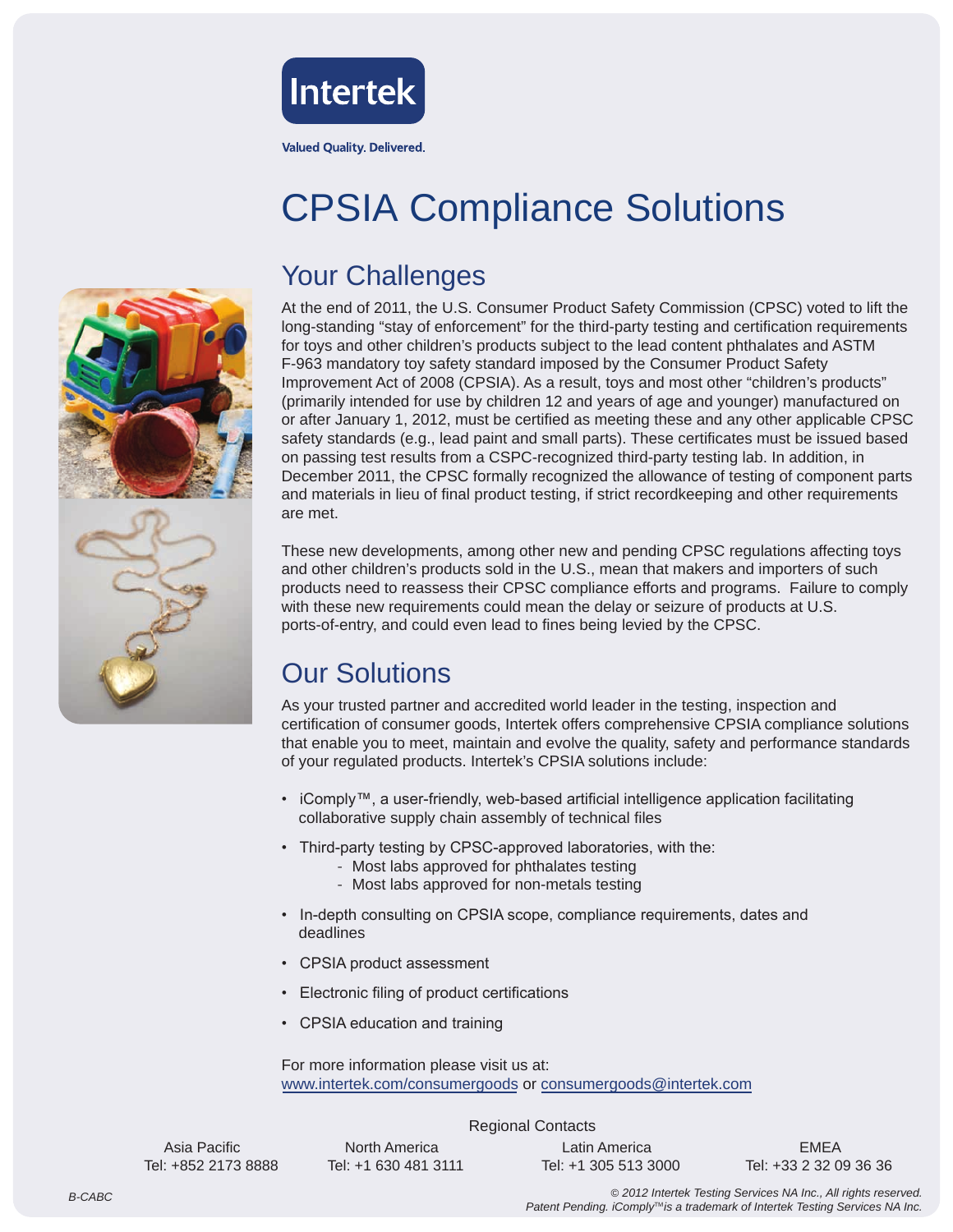Intertek

Valued Quality. Delivered.

# CPSIA Compliance Solutions

## Your Challenges

At the end of 2011, the U.S. Consumer Product Safety Commission (CPSC) voted to lift the long-standing "stay of enforcement" for the third-party testing and certification requirements for toys and other children's products subject to the lead content phthalates and ASTM F-963 mandatory toy safety standard imposed by the Consumer Product Safety Improvement Act of 2008 (CPSIA). As a result, toys and most other "children's products" (primarily intended for use by children 12 and years of age and younger) manufactured on or after January 1, 2012, must be certified as meeting these and any other applicable CPSC safety standards (e.g., lead paint and small parts). These certificates must be issued based on passing test results from a CSPC-recognized third-party testing lab. In addition, in December 2011, the CPSC formally recognized the allowance of testing of component parts and materials in lieu of final product testing, if strict recordkeeping and other requirements are met.

These new developments, among other new and pending CPSC regulations affecting toys and other children's products sold in the U.S., mean that makers and importers of such products need to reassess their CPSC compliance efforts and programs. Failure to comply with these new requirements could mean the delay or seizure of products at U.S. ports-of-entry, and could even lead to fines being levied by the CPSC.

## Our Solutions

As your trusted partner and accredited world leader in the testing, inspection and certification of consumer goods, Intertek offers comprehensive CPSIA compliance solutions that enable you to meet, maintain and evolve the quality, safety and performance standards of your regulated products. Intertek's CPSIA solutions include:

- iComply™, a user-friendly, web-based artificial intelligence application facilitating collaborative supply chain assembly of technical files
- Third-party testing by CPSC-approved laboratories, with the:
  - Most labs approved for phthalates testing
  - Most labs approved for non-metals testing
- In-depth consulting on CPSIA scope, compliance requirements, dates and deadlines
- CPSIA product assessment
- Electronic filing of product certifications
- CPSIA education and training

For more information please visit us at:
www.intertek.com/consumergoods or consumergoods@intertek.com

Regional Contacts

| Asia Pacific | North America | Latin America | EMEA |
|---|---|---|---|
| Tel: +852 2173 8888 | Tel: +1 630 481 3111 | Tel: +1 305 513 3000 | Tel: +33 2 32 09 36 36 |

*B-CABC*

*© 2012 Intertek Testing Services NA Inc., All rights reserved.*
*Patent Pending. iComply™ is a trademark of Intertek Testing Services NA Inc.*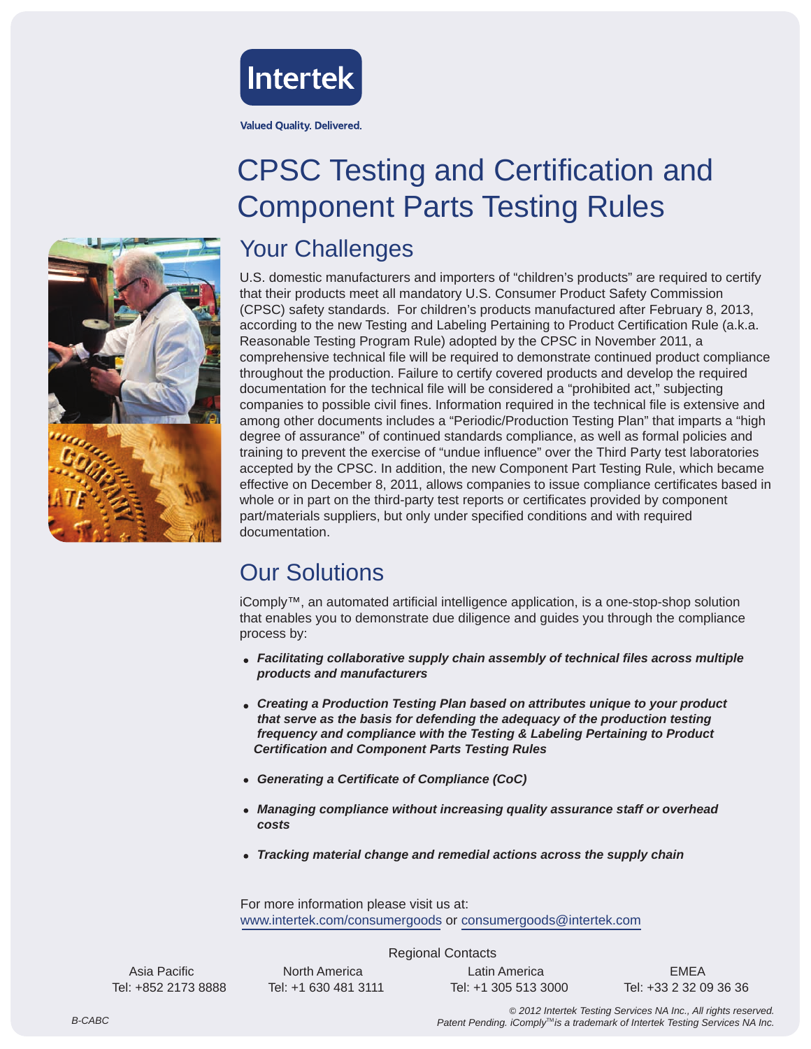Intertek

Valued Quality. Delivered.

# CPSC Testing and Certification and Component Parts Testing Rules

## Your Challenges

U.S. domestic manufacturers and importers of "children's products" are required to certify that their products meet all mandatory U.S. Consumer Product Safety Commission (CPSC) safety standards. For children's products manufactured after February 8, 2013, according to the new Testing and Labeling Pertaining to Product Certification Rule (a.k.a. Reasonable Testing Program Rule) adopted by the CPSC in November 2011, a comprehensive technical file will be required to demonstrate continued product compliance throughout the production. Failure to certify covered products and develop the required documentation for the technical file will be considered a "prohibited act," subjecting companies to possible civil fines. Information required in the technical file is extensive and among other documents includes a "Periodic/Production Testing Plan" that imparts a "high degree of assurance" of continued standards compliance, as well as formal policies and training to prevent the exercise of "undue influence" over the Third Party test laboratories accepted by the CPSC. In addition, the new Component Part Testing Rule, which became effective on December 8, 2011, allows companies to issue compliance certificates based in whole or in part on the third-party test reports or certificates provided by component part/materials suppliers, but only under specified conditions and with required documentation.

## Our Solutions

iComply™, an automated artificial intelligence application, is a one-stop-shop solution that enables you to demonstrate due diligence and guides you through the compliance process by:

- ***Facilitating collaborative supply chain assembly of technical files across multiple products and manufacturers***
- ***Creating a Production Testing Plan based on attributes unique to your product that serve as the basis for defending the adequacy of the production testing frequency and compliance with the Testing & Labeling Pertaining to Product Certification and Component Parts Testing Rules***
- ***Generating a Certificate of Compliance (CoC)***
- ***Managing compliance without increasing quality assurance staff or overhead costs***
- ***Tracking material change and remedial actions across the supply chain***

For more information please visit us at:
www.intertek.com/consumergoods or consumergoods@intertek.com

Regional Contacts

| Asia Pacific | North America | Latin America | EMEA |
| --- | --- | --- | --- |
| Tel: +852 2173 8888 | Tel: +1 630 481 3111 | Tel: +1 305 513 3000 | Tel: +33 2 32 09 36 36 |

B-CABC

*© 2012 Intertek Testing Services NA Inc., All rights reserved.*
*Patent Pending. iComply™ is a trademark of Intertek Testing Services NA Inc.*